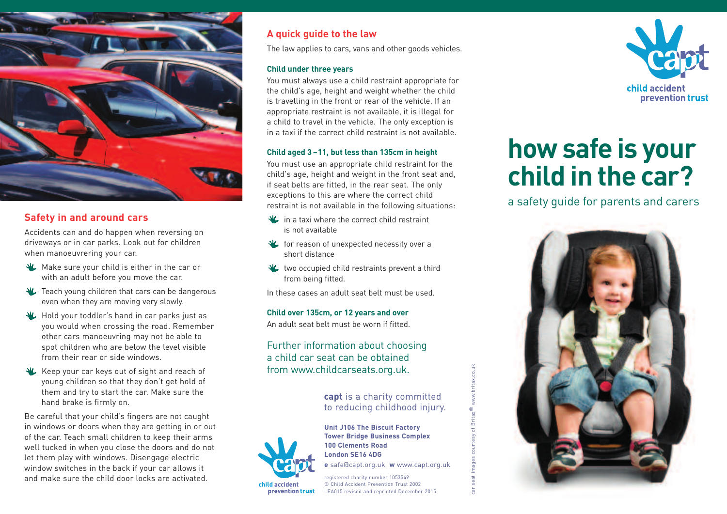## Safety in and around cars

Accidents can and do happen when reversing on driveways or in car parks. Look out for children when manoeuvrering your car.

- Make sure your child is either in the car or with an adult before you move the car.
- Teach young children that cars can be dangerous even when they are moving very slowly.
- Hold your toddler's hand in car parks just as you would when crossing the road. Remember other cars manoeuvring may not be able to spot children who are below the level visible from their rear or side windows.
- Keep your car keys out of sight and reach of young children so that they don't get hold of them and try to start the car. Make sure the hand brake is firmly on.

Be careful that your child's fingers are not caught in windows or doors when they are getting in or out of the car. Teach small children to keep their arms well tucked in when you close the doors and do not let them play with windows. Disengage electric window switches in the back if your car allows it and make sure the child door locks are activated.

## A quick guide to the law

The law applies to cars, vans and other goods vehicles.

### Child under three years

You must always use a child restraint appropriate for the child's age, height and weight whether the child is travelling in the front or rear of the vehicle. If an appropriate restraint is not available, it is illegal for a child to travel in the vehicle. The only exception is in a taxi if the correct child restraint is not available.

### Child aged 3 – 11, but less than 135cm in height

You must use an appropriate child restraint for the child's age, height and weight in the front seat and, if seat belts are fitted, in the rear seat. The only exceptions to this are where the correct child restraint is not available in the following situations:

- in a taxi where the correct child restraint is not available
- for reason of unexpected necessity over a short distance
- two occupied child restraints prevent a third from being fitted.

In these cases an adult seat belt must be used.

### Child over 135cm, or 12 years and over

An adult seat belt must be worn if fitted.

Further information about choosing a child car seat can be obtained from www.childcarseats.org.uk.

**capt** is a charity committed to reducing childhood injury.

**Unit J106 The Biscuit Factory**
**Tower Bridge Business Complex**
**100 Clements Road**
**London SE16 4DG**

**e** safe@capt.org.uk **w** www.capt.org.uk

registered charity number 1053549
© Child Accident Prevention Trust 2002
LEA015 revised and reprinted December 2015

car seat images courtesy of Britax® www.britax.co.uk

capt child accident prevention trust

# how safe is your child in the car?

a safety guide for parents and carers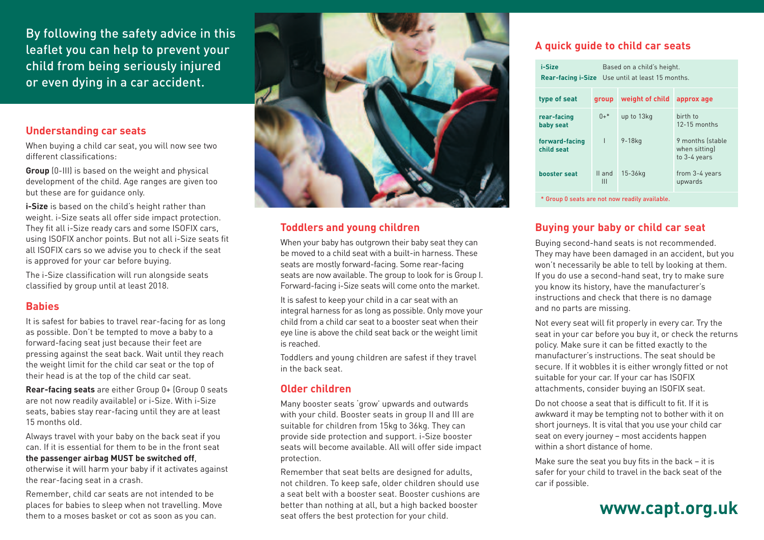By following the safety advice in this leaflet you can help to prevent your child from being seriously injured or even dying in a car accident.

## Understanding car seats

When buying a child car seat, you will now see two different classifications:

**Group** (0-III) is based on the weight and physical development of the child. Age ranges are given too but these are for guidance only.

**i-Size** is based on the child's height rather than weight. i-Size seats all offer side impact protection. They fit all i-Size ready cars and some ISOFIX cars, using ISOFIX anchor points. But not all i-Size seats fit all ISOFIX cars so we advise you to check if the seat is approved for your car before buying.

The i-Size classification will run alongside seats classified by group until at least 2018.

## Babies

It is safest for babies to travel rear-facing for as long as possible. Don't be tempted to move a baby to a forward-facing seat just because their feet are pressing against the seat back. Wait until they reach the weight limit for the child car seat or the top of their head is at the top of the child car seat.

**Rear-facing seats** are either Group 0+ (Group 0 seats are not now readily available) or i-Size. With i-Size seats, babies stay rear-facing until they are at least 15 months old.

Always travel with your baby on the back seat if you can. If it is essential for them to be in the front seat **the passenger airbag MUST be switched off**, otherwise it will harm your baby if it activates against the rear-facing seat in a crash.

Remember, child car seats are not intended to be places for babies to sleep when not travelling. Move them to a moses basket or cot as soon as you can.

## Toddlers and young children

When your baby has outgrown their baby seat they can be moved to a child seat with a built-in harness. These seats are mostly forward-facing. Some rear-facing seats are now available. The group to look for is Group I. Forward-facing i-Size seats will come onto the market.

It is safest to keep your child in a car seat with an integral harness for as long as possible. Only move your child from a child car seat to a booster seat when their eye line is above the child seat back or the weight limit is reached.

Toddlers and young children are safest if they travel in the back seat.

## Older children

Many booster seats 'grow' upwards and outwards with your child. Booster seats in group II and III are suitable for children from 15kg to 36kg. They can provide side protection and support. i-Size booster seats will become available. All will offer side impact protection.

Remember that seat belts are designed for adults, not children. To keep safe, older children should use a seat belt with a booster seat. Booster cushions are better than nothing at all, but a high backed booster seat offers the best protection for your child.

## A quick guide to child car seats

**i-Size** Based on a child's height.
**Rear-facing i-Size** Use until at least 15 months.

| type of seat | group | weight of child | approx age |
|---|---|---|---|
| rear-facing baby seat | 0+* | up to 13kg | birth to 12-15 months |
| forward-facing child seat | I | 9-18kg | 9 months (stable when sitting) to 3-4 years |
| booster seat | II and III | 15-36kg | from 3-4 years upwards |

\* Group 0 seats are not now readily available.

## Buying your baby or child car seat

Buying second-hand seats is not recommended. They may have been damaged in an accident, but you won't necessarily be able to tell by looking at them. If you do use a second-hand seat, try to make sure you know its history, have the manufacturer's instructions and check that there is no damage and no parts are missing.

Not every seat will fit properly in every car. Try the seat in your car before you buy it, or check the returns policy. Make sure it can be fitted exactly to the manufacturer's instructions. The seat should be secure. If it wobbles it is either wrongly fitted or not suitable for your car. If your car has ISOFIX attachments, consider buying an ISOFIX seat.

Do not choose a seat that is difficult to fit. If it is awkward it may be tempting not to bother with it on short journeys. It is vital that you use your child car seat on every journey – most accidents happen within a short distance of home.

Make sure the seat you buy fits in the back – it is safer for your child to travel in the back seat of the car if possible.

**www.capt.org.uk**